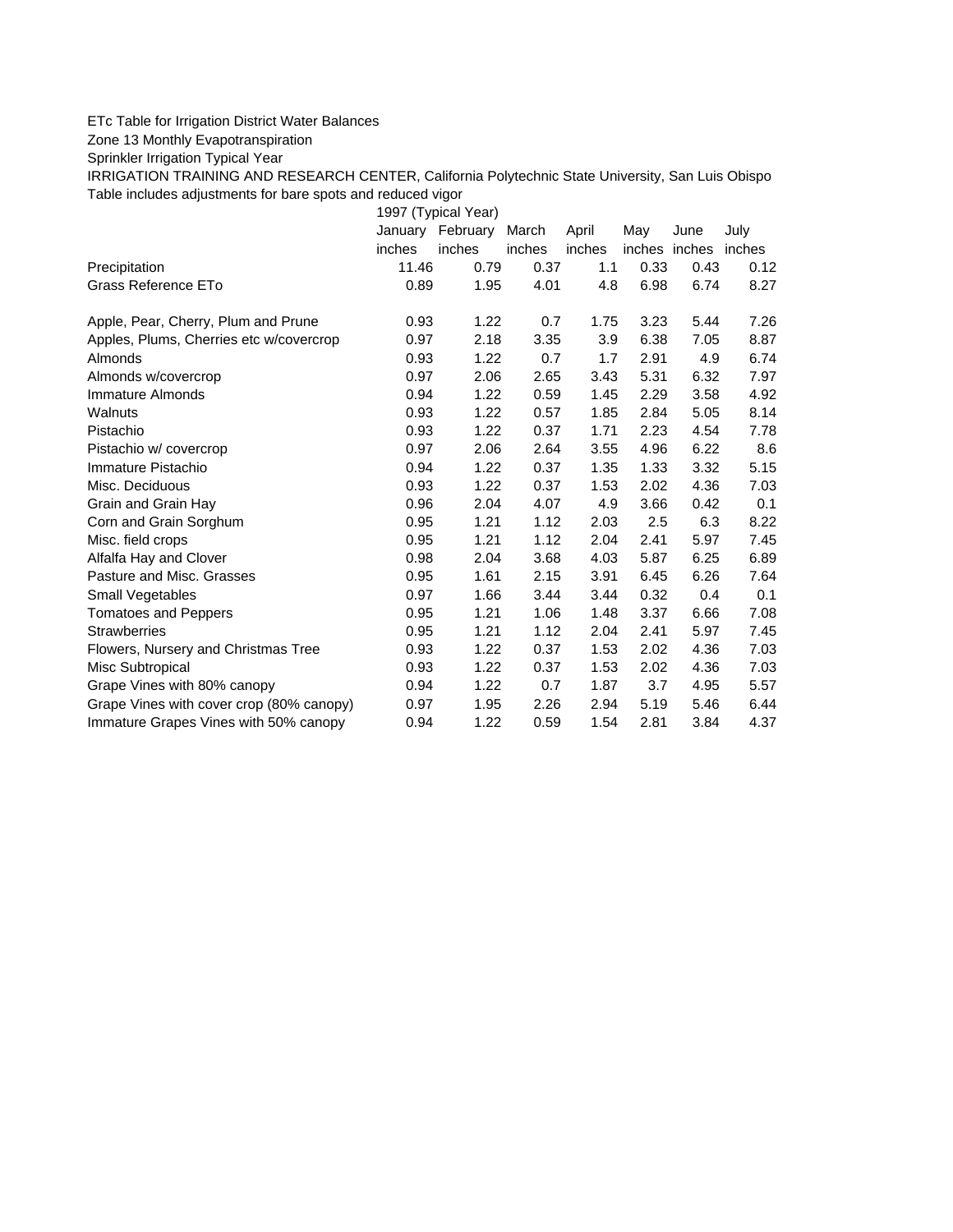ETc Table for Irrigation District Water Balances

Zone 13 Monthly Evapotranspiration

Sprinkler Irrigation Typical Year

IRRIGATION TRAINING AND RESEARCH CENTER, California Polytechnic State University, San Luis Obispo

Table includes adjustments for bare spots and reduced vigor

| | 1997 (Typical Year) | | | | | | |
|---|---|---|---|---|---|---|---|
| | January | February | March | April | May | June | July |
| | inches | inches | inches | inches | inches | inches | inches |
| Precipitation | 11.46 | 0.79 | 0.37 | 1.1 | 0.33 | 0.43 | 0.12 |
| Grass Reference ETo | 0.89 | 1.95 | 4.01 | 4.8 | 6.98 | 6.74 | 8.27 |
| | | | | | | | |
| Apple, Pear, Cherry, Plum and Prune | 0.93 | 1.22 | 0.7 | 1.75 | 3.23 | 5.44 | 7.26 |
| Apples, Plums, Cherries etc w/covercrop | 0.97 | 2.18 | 3.35 | 3.9 | 6.38 | 7.05 | 8.87 |
| Almonds | 0.93 | 1.22 | 0.7 | 1.7 | 2.91 | 4.9 | 6.74 |
| Almonds w/covercrop | 0.97 | 2.06 | 2.65 | 3.43 | 5.31 | 6.32 | 7.97 |
| Immature Almonds | 0.94 | 1.22 | 0.59 | 1.45 | 2.29 | 3.58 | 4.92 |
| Walnuts | 0.93 | 1.22 | 0.57 | 1.85 | 2.84 | 5.05 | 8.14 |
| Pistachio | 0.93 | 1.22 | 0.37 | 1.71 | 2.23 | 4.54 | 7.78 |
| Pistachio w/ covercrop | 0.97 | 2.06 | 2.64 | 3.55 | 4.96 | 6.22 | 8.6 |
| Immature Pistachio | 0.94 | 1.22 | 0.37 | 1.35 | 1.33 | 3.32 | 5.15 |
| Misc. Deciduous | 0.93 | 1.22 | 0.37 | 1.53 | 2.02 | 4.36 | 7.03 |
| Grain and Grain Hay | 0.96 | 2.04 | 4.07 | 4.9 | 3.66 | 0.42 | 0.1 |
| Corn and Grain Sorghum | 0.95 | 1.21 | 1.12 | 2.03 | 2.5 | 6.3 | 8.22 |
| Misc. field crops | 0.95 | 1.21 | 1.12 | 2.04 | 2.41 | 5.97 | 7.45 |
| Alfalfa Hay and Clover | 0.98 | 2.04 | 3.68 | 4.03 | 5.87 | 6.25 | 6.89 |
| Pasture and Misc. Grasses | 0.95 | 1.61 | 2.15 | 3.91 | 6.45 | 6.26 | 7.64 |
| Small Vegetables | 0.97 | 1.66 | 3.44 | 3.44 | 0.32 | 0.4 | 0.1 |
| Tomatoes and Peppers | 0.95 | 1.21 | 1.06 | 1.48 | 3.37 | 6.66 | 7.08 |
| Strawberries | 0.95 | 1.21 | 1.12 | 2.04 | 2.41 | 5.97 | 7.45 |
| Flowers, Nursery and Christmas Tree | 0.93 | 1.22 | 0.37 | 1.53 | 2.02 | 4.36 | 7.03 |
| Misc Subtropical | 0.93 | 1.22 | 0.37 | 1.53 | 2.02 | 4.36 | 7.03 |
| Grape Vines with 80% canopy | 0.94 | 1.22 | 0.7 | 1.87 | 3.7 | 4.95 | 5.57 |
| Grape Vines with cover crop (80% canopy) | 0.97 | 1.95 | 2.26 | 2.94 | 5.19 | 5.46 | 6.44 |
| Immature Grapes Vines with 50% canopy | 0.94 | 1.22 | 0.59 | 1.54 | 2.81 | 3.84 | 4.37 |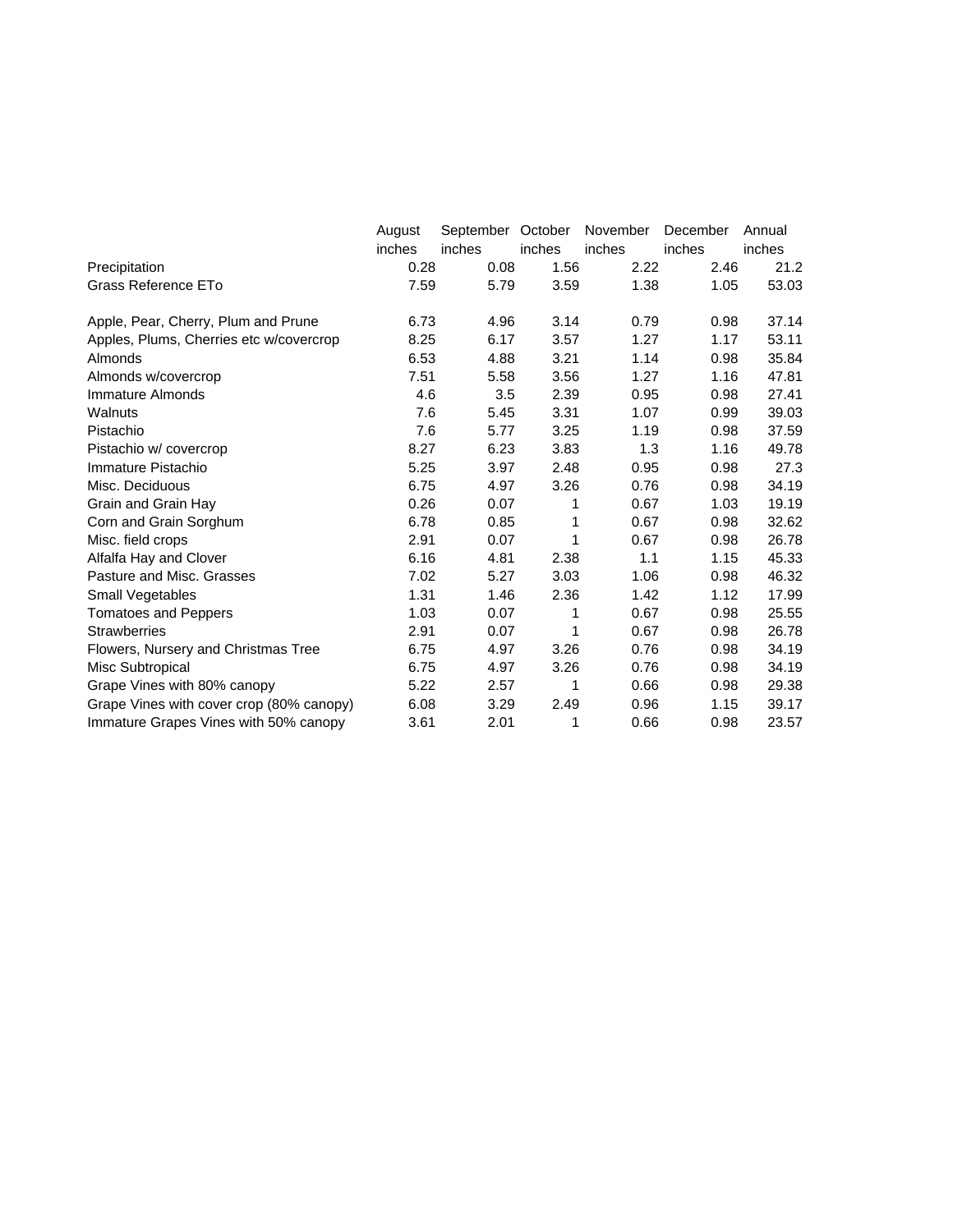| | August inches | September inches | October inches | November inches | December inches | Annual inches |
|---|---|---|---|---|---|---|
| Precipitation | 0.28 | 0.08 | 1.56 | 2.22 | 2.46 | 21.2 |
| Grass Reference ETo | 7.59 | 5.79 | 3.59 | 1.38 | 1.05 | 53.03 |
| | | | | | | |
| Apple, Pear, Cherry, Plum and Prune | 6.73 | 4.96 | 3.14 | 0.79 | 0.98 | 37.14 |
| Apples, Plums, Cherries etc w/covercrop | 8.25 | 6.17 | 3.57 | 1.27 | 1.17 | 53.11 |
| Almonds | 6.53 | 4.88 | 3.21 | 1.14 | 0.98 | 35.84 |
| Almonds w/covercrop | 7.51 | 5.58 | 3.56 | 1.27 | 1.16 | 47.81 |
| Immature Almonds | 4.6 | 3.5 | 2.39 | 0.95 | 0.98 | 27.41 |
| Walnuts | 7.6 | 5.45 | 3.31 | 1.07 | 0.99 | 39.03 |
| Pistachio | 7.6 | 5.77 | 3.25 | 1.19 | 0.98 | 37.59 |
| Pistachio w/ covercrop | 8.27 | 6.23 | 3.83 | 1.3 | 1.16 | 49.78 |
| Immature Pistachio | 5.25 | 3.97 | 2.48 | 0.95 | 0.98 | 27.3 |
| Misc. Deciduous | 6.75 | 4.97 | 3.26 | 0.76 | 0.98 | 34.19 |
| Grain and Grain Hay | 0.26 | 0.07 | 1 | 0.67 | 1.03 | 19.19 |
| Corn and Grain Sorghum | 6.78 | 0.85 | 1 | 0.67 | 0.98 | 32.62 |
| Misc. field crops | 2.91 | 0.07 | 1 | 0.67 | 0.98 | 26.78 |
| Alfalfa Hay and Clover | 6.16 | 4.81 | 2.38 | 1.1 | 1.15 | 45.33 |
| Pasture and Misc. Grasses | 7.02 | 5.27 | 3.03 | 1.06 | 0.98 | 46.32 |
| Small Vegetables | 1.31 | 1.46 | 2.36 | 1.42 | 1.12 | 17.99 |
| Tomatoes and Peppers | 1.03 | 0.07 | 1 | 0.67 | 0.98 | 25.55 |
| Strawberries | 2.91 | 0.07 | 1 | 0.67 | 0.98 | 26.78 |
| Flowers, Nursery and Christmas Tree | 6.75 | 4.97 | 3.26 | 0.76 | 0.98 | 34.19 |
| Misc Subtropical | 6.75 | 4.97 | 3.26 | 0.76 | 0.98 | 34.19 |
| Grape Vines with 80% canopy | 5.22 | 2.57 | 1 | 0.66 | 0.98 | 29.38 |
| Grape Vines with cover crop (80% canopy) | 6.08 | 3.29 | 2.49 | 0.96 | 1.15 | 39.17 |
| Immature Grapes Vines with 50% canopy | 3.61 | 2.01 | 1 | 0.66 | 0.98 | 23.57 |